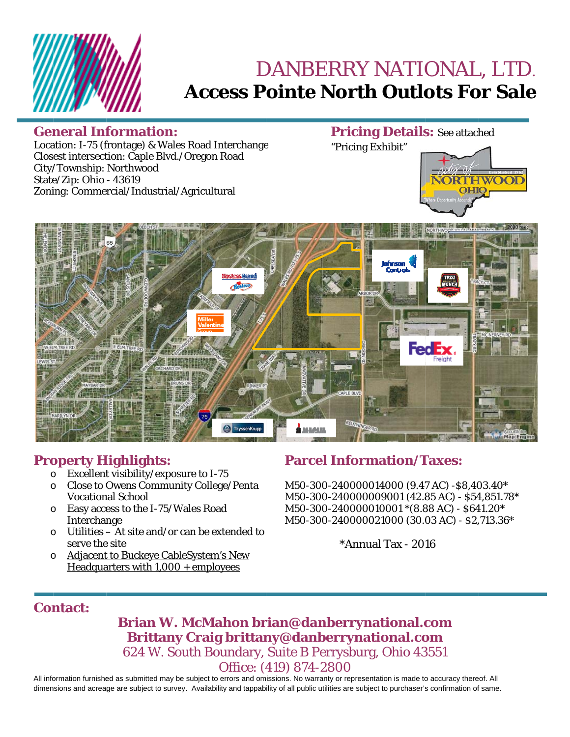# DANBERRY NATIONAL, LTD.

# Access Pointe North Outlots For Sale

## General Information:

Location: I-75 (frontage) & Wales Road Interchange
Closest intersection: Caple Blvd./Oregon Road
City/Township: Northwood
State/Zip: Ohio - 43619
Zoning: Commercial/Industrial/Agricultural

## Pricing Details:

See attached "Pricing Exhibit"

## Property Highlights:

- Excellent visibility/exposure to I-75
- Close to Owens Community College/Penta Vocational School
- Easy access to the I-75/Wales Road Interchange
- Utilities – At site and/or can be extended to serve the site
- Adjacent to Buckeye CableSystem's New Headquarters with 1,000 + employees

## Parcel Information/Taxes:

M50-300-240000014000 (9.47 AC) -$8,403.40*
M50-300-240000009001 (42.85 AC) - $54,851.78*
M50-300-240000010001*(8.88 AC) - $641.20*
M50-300-240000021000 (30.03 AC) - $2,713.36*

*Annual Tax - 2016

## Contact:

**Brian W. McMahon brian@danberrynational.com**
**Brittany Craig brittany@danberrynational.com**
624 W. South Boundary, Suite B Perrysburg, Ohio 43551
Office: (419) 874-2800

All information furnished as submitted may be subject to errors and omissions. No warranty or representation is made to accuracy thereof. All dimensions and acreage are subject to survey. Availability and tappability of all public utilities are subject to purchaser's confirmation of same.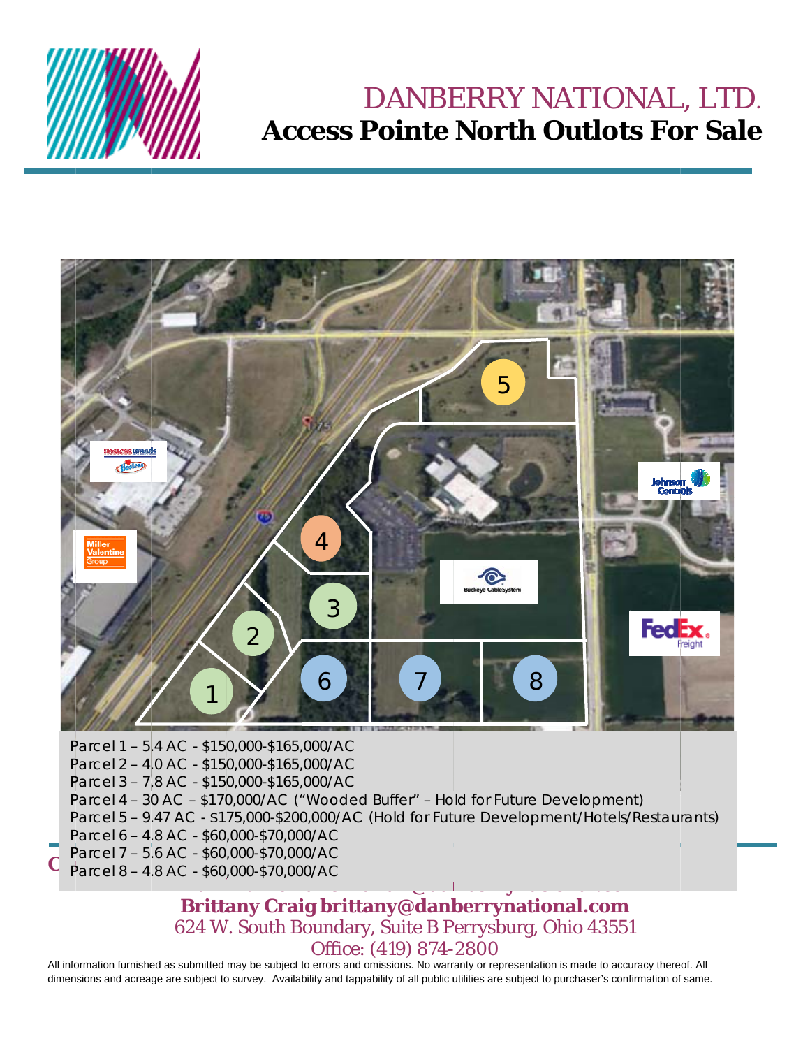# DANBERRY NATIONAL, LTD.

## Access Pointe North Outlots For Sale

Parcel 1 – 5.4 AC - $150,000-$165,000/AC
Parcel 2 – 4.0 AC - $150,000-$165,000/AC
Parcel 3 – 7.8 AC - $150,000-$165,000/AC
Parcel 4 – 30 AC – $170,000/AC ("Wooded Buffer" – Hold for Future Development)
Parcel 5 – 9.47 AC - $175,000-$200,000/AC (Hold for Future Development/Hotels/Restaurants)
Parcel 6 – 4.8 AC - $60,000-$70,000/AC
Parcel 7 – 5.6 AC - $60,000-$70,000/AC
Parcel 8 – 4.8 AC - $60,000-$70,000/AC

**Brittany Craig brittany@danberrynational.com**
624 W. South Boundary, Suite B Perrysburg, Ohio 43551
Office: (419) 874-2800

All information furnished as submitted may be subject to errors and omissions. No warranty or representation is made to accuracy thereof. All dimensions and acreage are subject to survey. Availability and tappability of all public utilities are subject to purchaser's confirmation of same.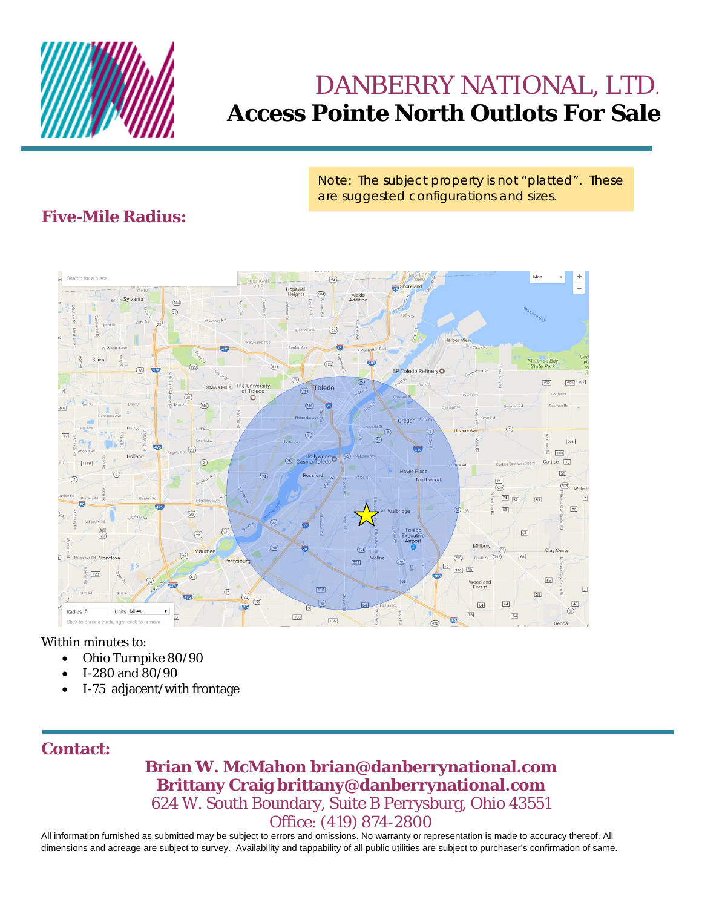# DANBERRY NATIONAL, LTD.

## Access Pointe North Outlots For Sale

Note: The subject property is not "platted". These are suggested configurations and sizes.

### Five-Mile Radius:

Within minutes to:

- Ohio Turnpike 80/90
- I-280 and 80/90
- I-75 adjacent/with frontage

### Contact:

**Brian W. McMahon brian@danberrynational.com**
**Brittany Craig brittany@danberrynational.com**
624 W. South Boundary, Suite B Perrysburg, Ohio 43551
Office: (419) 874-2800

All information furnished as submitted may be subject to errors and omissions. No warranty or representation is made to accuracy thereof. All dimensions and acreage are subject to survey. Availability and tappability of all public utilities are subject to purchaser's confirmation of same.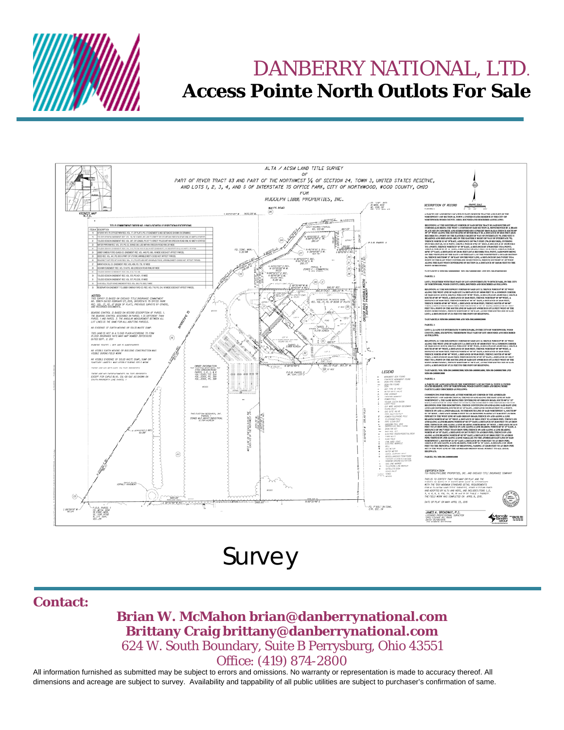# DANBERRY NATIONAL, LTD.

## Access Pointe North Outlots For Sale

Survey

**Contact:**

**Brian W. McMahon brian@danberrynational.com**

**Brittany Craig brittany@danberrynational.com**

624 W. South Boundary, Suite B Perrysburg, Ohio 43551

Office: (419) 874-2800

All information furnished as submitted may be subject to errors and omissions. No warranty or representation is made to accuracy thereof. All dimensions and acreage are subject to survey. Availability and tappability of all public utilities are subject to purchaser's confirmation of same.